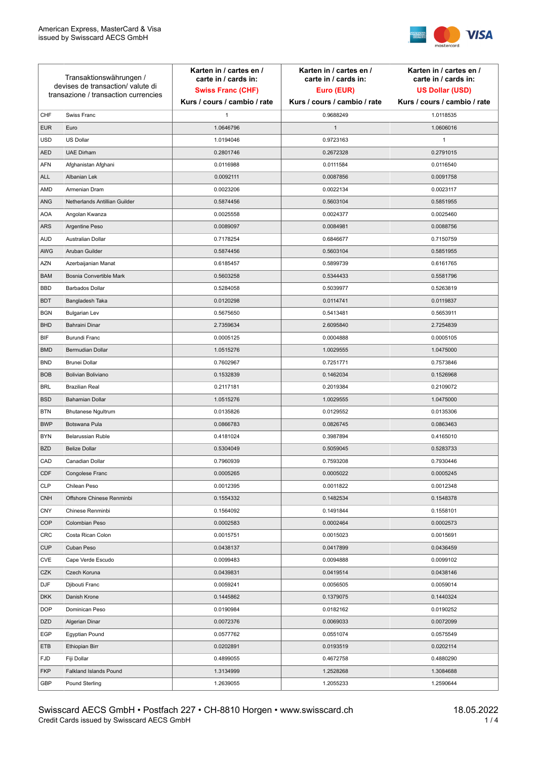American Express, MasterCard & Visa
issued by Swisscard AECS GmbH

| Transaktionswährungen / devises de transaction/ valute di transazione / transaction currencies | | Karten in / cartes en / carte in / cards in: **Swiss Franc (CHF)** Kurs / cours / cambio / rate | Karten in / cartes en / carte in / cards in: **Euro (EUR)** Kurs / cours / cambio / rate | Karten in / cartes en / carte in / cards in: **US Dollar (USD)** Kurs / cours / cambio / rate |
|---|---|---|---|---|
| CHF | Swiss Franc | 1 | 0.9688249 | 1.0118535 |
| EUR | Euro | 1.0646796 | 1 | 1.0606016 |
| USD | US Dollar | 1.0194046 | 0.9723163 | 1 |
| AED | UAE Dirham | 0.2801746 | 0.2672328 | 0.2791015 |
| AFN | Afghanistan Afghani | 0.0116988 | 0.0111584 | 0.0116540 |
| ALL | Albanian Lek | 0.0092111 | 0.0087856 | 0.0091758 |
| AMD | Armenian Dram | 0.0023206 | 0.0022134 | 0.0023117 |
| ANG | Netherlands Antillian Guilder | 0.5874456 | 0.5603104 | 0.5851955 |
| AOA | Angolan Kwanza | 0.0025558 | 0.0024377 | 0.0025460 |
| ARS | Argentine Peso | 0.0089097 | 0.0084981 | 0.0088756 |
| AUD | Australian Dollar | 0.7178254 | 0.6846677 | 0.7150759 |
| AWG | Aruban Guilder | 0.5874456 | 0.5603104 | 0.5851955 |
| AZN | Azerbaijanian Manat | 0.6185457 | 0.5899739 | 0.6161765 |
| BAM | Bosnia Convertible Mark | 0.5603258 | 0.5344433 | 0.5581796 |
| BBD | Barbados Dollar | 0.5284058 | 0.5039977 | 0.5263819 |
| BDT | Bangladesh Taka | 0.0120298 | 0.0114741 | 0.0119837 |
| BGN | Bulgarian Lev | 0.5675650 | 0.5413481 | 0.5653911 |
| BHD | Bahraini Dinar | 2.7359634 | 2.6095840 | 2.7254839 |
| BIF | Burundi Franc | 0.0005125 | 0.0004888 | 0.0005105 |
| BMD | Bermudian Dollar | 1.0515276 | 1.0029555 | 1.0475000 |
| BND | Brunei Dollar | 0.7602967 | 0.7251771 | 0.7573846 |
| BOB | Bolivian Boliviano | 0.1532839 | 0.1462034 | 0.1526968 |
| BRL | Brazilian Real | 0.2117181 | 0.2019384 | 0.2109072 |
| BSD | Bahamian Dollar | 1.0515276 | 1.0029555 | 1.0475000 |
| BTN | Bhutanese Ngultrum | 0.0135826 | 0.0129552 | 0.0135306 |
| BWP | Botswana Pula | 0.0866783 | 0.0826745 | 0.0863463 |
| BYN | Belarussian Ruble | 0.4181024 | 0.3987894 | 0.4165010 |
| BZD | Belize Dollar | 0.5304049 | 0.5059045 | 0.5283733 |
| CAD | Canadian Dollar | 0.7960939 | 0.7593208 | 0.7930446 |
| CDF | Congolese Franc | 0.0005265 | 0.0005022 | 0.0005245 |
| CLP | Chilean Peso | 0.0012395 | 0.0011822 | 0.0012348 |
| CNH | Offshore Chinese Renminbi | 0.1554332 | 0.1482534 | 0.1548378 |
| CNY | Chinese Renminbi | 0.1564092 | 0.1491844 | 0.1558101 |
| COP | Colombian Peso | 0.0002583 | 0.0002464 | 0.0002573 |
| CRC | Costa Rican Colon | 0.0015751 | 0.0015023 | 0.0015691 |
| CUP | Cuban Peso | 0.0438137 | 0.0417899 | 0.0436459 |
| CVE | Cape Verde Escudo | 0.0099483 | 0.0094888 | 0.0099102 |
| CZK | Czech Koruna | 0.0439831 | 0.0419514 | 0.0438146 |
| DJF | Djibouti Franc | 0.0059241 | 0.0056505 | 0.0059014 |
| DKK | Danish Krone | 0.1445862 | 0.1379075 | 0.1440324 |
| DOP | Dominican Peso | 0.0190984 | 0.0182162 | 0.0190252 |
| DZD | Algerian Dinar | 0.0072376 | 0.0069033 | 0.0072099 |
| EGP | Egyptian Pound | 0.0577762 | 0.0551074 | 0.0575549 |
| ETB | Ethiopian Birr | 0.0202891 | 0.0193519 | 0.0202114 |
| FJD | Fiji Dollar | 0.4899055 | 0.4672758 | 0.4880290 |
| FKP | Falkland Islands Pound | 1.3134999 | 1.2528268 | 1.3084688 |
| GBP | Pound Sterling | 1.2639055 | 1.2055233 | 1.2590644 |

Swisscard AECS GmbH • Postfach 227 • CH-8810 Horgen • www.swisscard.ch
Credit Cards issued by Swisscard AECS GmbH

18.05.2022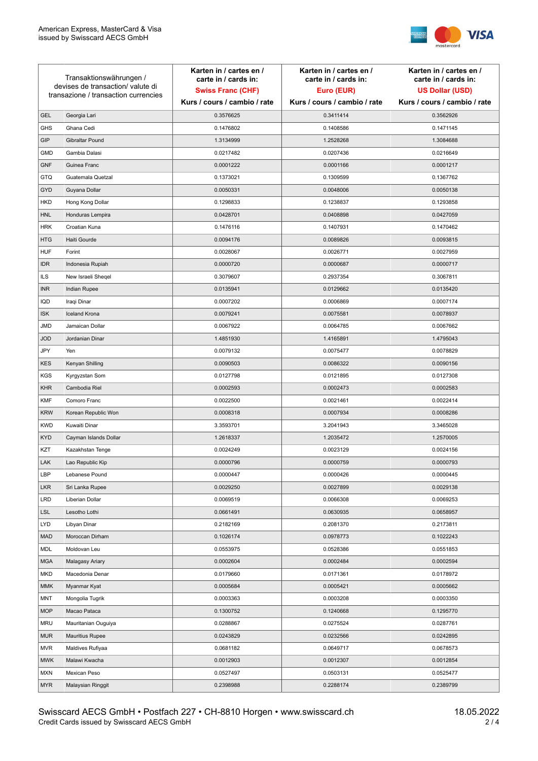| Transaktionswährungen / devises de transaction/ valute di transazione / transaction currencies | | Karten in / cartes en / carte in / cards in: **Swiss Franc (CHF)** Kurs / cours / cambio / rate | Karten in / cartes en / carte in / cards in: **Euro (EUR)** Kurs / cours / cambio / rate | Karten in / cartes en / carte in / cards in: **US Dollar (USD)** Kurs / cours / cambio / rate |
|---|---|---|---|---|
| GEL | Georgia Lari | 0.3576625 | 0.3411414 | 0.3562926 |
| GHS | Ghana Cedi | 0.1476802 | 0.1408586 | 0.1471145 |
| GIP | Gibraltar Pound | 1.3134999 | 1.2528268 | 1.3084688 |
| GMD | Gambia Dalasi | 0.0217482 | 0.0207436 | 0.0216649 |
| GNF | Guinea Franc | 0.0001222 | 0.0001166 | 0.0001217 |
| GTQ | Guatemala Quetzal | 0.1373021 | 0.1309599 | 0.1367762 |
| GYD | Guyana Dollar | 0.0050331 | 0.0048006 | 0.0050138 |
| HKD | Hong Kong Dollar | 0.1298833 | 0.1238837 | 0.1293858 |
| HNL | Honduras Lempira | 0.0428701 | 0.0408898 | 0.0427059 |
| HRK | Croatian Kuna | 0.1476116 | 0.1407931 | 0.1470462 |
| HTG | Haiti Gourde | 0.0094176 | 0.0089826 | 0.0093815 |
| HUF | Forint | 0.0028067 | 0.0026771 | 0.0027959 |
| IDR | Indonesia Rupiah | 0.0000720 | 0.0000687 | 0.0000717 |
| ILS | New Israeli Sheqel | 0.3079607 | 0.2937354 | 0.3067811 |
| INR | Indian Rupee | 0.0135941 | 0.0129662 | 0.0135420 |
| IQD | Iraqi Dinar | 0.0007202 | 0.0006869 | 0.0007174 |
| ISK | Iceland Krona | 0.0079241 | 0.0075581 | 0.0078937 |
| JMD | Jamaican Dollar | 0.0067922 | 0.0064785 | 0.0067662 |
| JOD | Jordanian Dinar | 1.4851930 | 1.4165891 | 1.4795043 |
| JPY | Yen | 0.0079132 | 0.0075477 | 0.0078829 |
| KES | Kenyan Shilling | 0.0090503 | 0.0086322 | 0.0090156 |
| KGS | Kyrgyzstan Som | 0.0127798 | 0.0121895 | 0.0127308 |
| KHR | Cambodia Riel | 0.0002593 | 0.0002473 | 0.0002583 |
| KMF | Comoro Franc | 0.0022500 | 0.0021461 | 0.0022414 |
| KRW | Korean Republic Won | 0.0008318 | 0.0007934 | 0.0008286 |
| KWD | Kuwaiti Dinar | 3.3593701 | 3.2041943 | 3.3465028 |
| KYD | Cayman Islands Dollar | 1.2618337 | 1.2035472 | 1.2570005 |
| KZT | Kazakhstan Tenge | 0.0024249 | 0.0023129 | 0.0024156 |
| LAK | Lao Republic Kip | 0.0000796 | 0.0000759 | 0.0000793 |
| LBP | Lebanese Pound | 0.0000447 | 0.0000426 | 0.0000445 |
| LKR | Sri Lanka Rupee | 0.0029250 | 0.0027899 | 0.0029138 |
| LRD | Liberian Dollar | 0.0069519 | 0.0066308 | 0.0069253 |
| LSL | Lesotho Lothi | 0.0661491 | 0.0630935 | 0.0658957 |
| LYD | Libyan Dinar | 0.2182169 | 0.2081370 | 0.2173811 |
| MAD | Moroccan Dirham | 0.1026174 | 0.0978773 | 0.1022243 |
| MDL | Moldovan Leu | 0.0553975 | 0.0528386 | 0.0551853 |
| MGA | Malagasy Ariary | 0.0002604 | 0.0002484 | 0.0002594 |
| MKD | Macedonia Denar | 0.0179660 | 0.0171361 | 0.0178972 |
| MMK | Myanmar Kyat | 0.0005684 | 0.0005421 | 0.0005662 |
| MNT | Mongolia Tugrik | 0.0003363 | 0.0003208 | 0.0003350 |
| MOP | Macao Pataca | 0.1300752 | 0.1240668 | 0.1295770 |
| MRU | Mauritanian Ouguiya | 0.0288867 | 0.0275524 | 0.0287761 |
| MUR | Mauritius Rupee | 0.0243829 | 0.0232566 | 0.0242895 |
| MVR | Maldives Rufiyaa | 0.0681182 | 0.0649717 | 0.0678573 |
| MWK | Malawi Kwacha | 0.0012903 | 0.0012307 | 0.0012854 |
| MXN | Mexican Peso | 0.0527497 | 0.0503131 | 0.0525477 |
| MYR | Malaysian Ringgit | 0.2398988 | 0.2288174 | 0.2389799 |

Swisscard AECS GmbH • Postfach 227 • CH-8810 Horgen • www.swisscard.ch
Credit Cards issued by Swisscard AECS GmbH

18.05.2022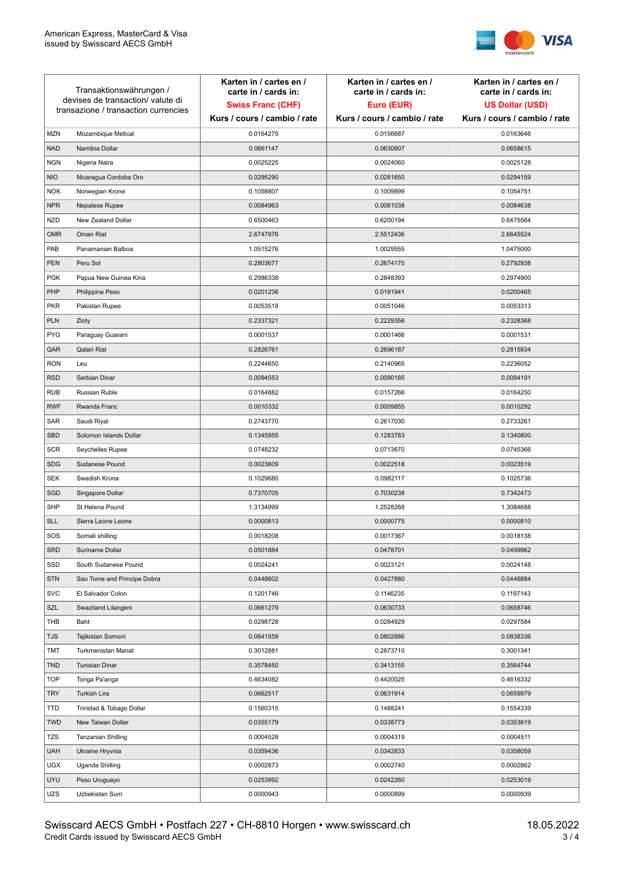| Transaktionswährungen / devises de transaction/ valute di transazione / transaction currencies | | Karten in / cartes en / carte in / cards in: **Swiss Franc (CHF)** Kurs / cours / cambio / rate | Karten in / cartes en / carte in / cards in: **Euro (EUR)** Kurs / cours / cambio / rate | Karten in / cartes en / carte in / cards in: **US Dollar (USD)** Kurs / cours / cambio / rate |
|---|---|---|---|---|
| MZN | Mozambique Metical | 0.0164275 | 0.0156687 | 0.0163646 |
| NAD | Namibia Dollar | 0.0661147 | 0.0630607 | 0.0658615 |
| NGN | Nigeria Naira | 0.0025225 | 0.0024060 | 0.0025128 |
| NIO | Nicaragua Cordoba Oro | 0.0295290 | 0.0281650 | 0.0294159 |
| NOK | Norwegian Krone | 0.1058807 | 0.1009899 | 0.1054751 |
| NPR | Nepalese Rupee | 0.0084963 | 0.0081038 | 0.0084638 |
| NZD | New Zealand Dollar | 0.6500463 | 0.6200194 | 0.6475564 |
| OMR | Oman Rial | 2.6747976 | 2.5512436 | 2.6645524 |
| PAB | Panamanian Balboa | 1.0515276 | 1.0029555 | 1.0475000 |
| PEN | Peru Sol | 0.2803677 | 0.2674170 | 0.2792938 |
| PGK | Papua New Guinea Kina | 0.2986338 | 0.2848393 | 0.2974900 |
| PHP | Philippine Peso | 0.0201236 | 0.0191941 | 0.0200465 |
| PKR | Pakistan Rupee | 0.0053518 | 0.0051046 | 0.0053313 |
| PLN | Zloty | 0.2337321 | 0.2229356 | 0.2328368 |
| PYG | Paraguay Guarani | 0.0001537 | 0.0001466 | 0.0001531 |
| QAR | Qatari Rial | 0.2826761 | 0.2696187 | 0.2815934 |
| RON | Leu | 0.2244650 | 0.2140965 | 0.2236052 |
| RSD | Serbian Dinar | 0.0094553 | 0.0090185 | 0.0094191 |
| RUB | Russian Ruble | 0.0164882 | 0.0157266 | 0.0164250 |
| RWF | Rwanda Franc | 0.0010332 | 0.0009855 | 0.0010292 |
| SAR | Saudi Riyal | 0.2743770 | 0.2617030 | 0.2733261 |
| SBD | Solomon Islands Dollar | 0.1345955 | 0.1283783 | 0.1340800 |
| SCR | Seychelles Rupee | 0.0748232 | 0.0713670 | 0.0745366 |
| SDG | Sudanese Pound | 0.0023609 | 0.0022518 | 0.0023519 |
| SEK | Swedish Krona | 0.1029680 | 0.0982117 | 0.1025736 |
| SGD | Singapore Dollar | 0.7370705 | 0.7030238 | 0.7342473 |
| SHP | St Helena Pound | 1.3134999 | 1.2528268 | 1.3084688 |
| SLL | Sierra Leone Leone | 0.0000813 | 0.0000775 | 0.0000810 |
| SOS | Somali shilling | 0.0018208 | 0.0017367 | 0.0018138 |
| SRD | Suriname Dollar | 0.0501884 | 0.0478701 | 0.0499962 |
| SSD | South Sudanese Pound | 0.0024241 | 0.0023121 | 0.0024148 |
| STN | Sao Tome and Principe Dobra | 0.0448602 | 0.0427880 | 0.0446884 |
| SVC | El Salvador Colon | 0.1201746 | 0.1146235 | 0.1197143 |
| SZL | Swaziland Lilangeni | 0.0661279 | 0.0630733 | 0.0658746 |
| THB | Baht | 0.0298728 | 0.0284929 | 0.0297584 |
| TJS | Tajikistan Somoni | 0.0841559 | 0.0802686 | 0.0838336 |
| TMT | Turkmenistan Manat | 0.3012881 | 0.2873710 | 0.3001341 |
| TND | Tunisian Dinar | 0.3578450 | 0.3413155 | 0.3564744 |
| TOP | Tonga Pa'anga | 0.4634082 | 0.4420025 | 0.4616332 |
| TRY | Turkish Lira | 0.0662517 | 0.0631914 | 0.0659979 |
| TTD | Trinidad & Tobago Dollar | 0.1560315 | 0.1488241 | 0.1554339 |
| TWD | New Taiwan Dollar | 0.0355179 | 0.0338773 | 0.0353819 |
| TZS | Tanzanian Shilling | 0.0004528 | 0.0004319 | 0.0004511 |
| UAH | Ukraine Hryvnia | 0.0359436 | 0.0342833 | 0.0358059 |
| UGX | Uganda Shilling | 0.0002873 | 0.0002740 | 0.0002862 |
| UYU | Peso Uruguayo | 0.0253992 | 0.0242260 | 0.0253019 |
| UZS | Uzbekistan Sum | 0.0000943 | 0.0000899 | 0.0000939 |

Swisscard AECS GmbH • Postfach 227 • CH-8810 Horgen • www.swisscard.ch
Credit Cards issued by Swisscard AECS GmbH

18.05.2022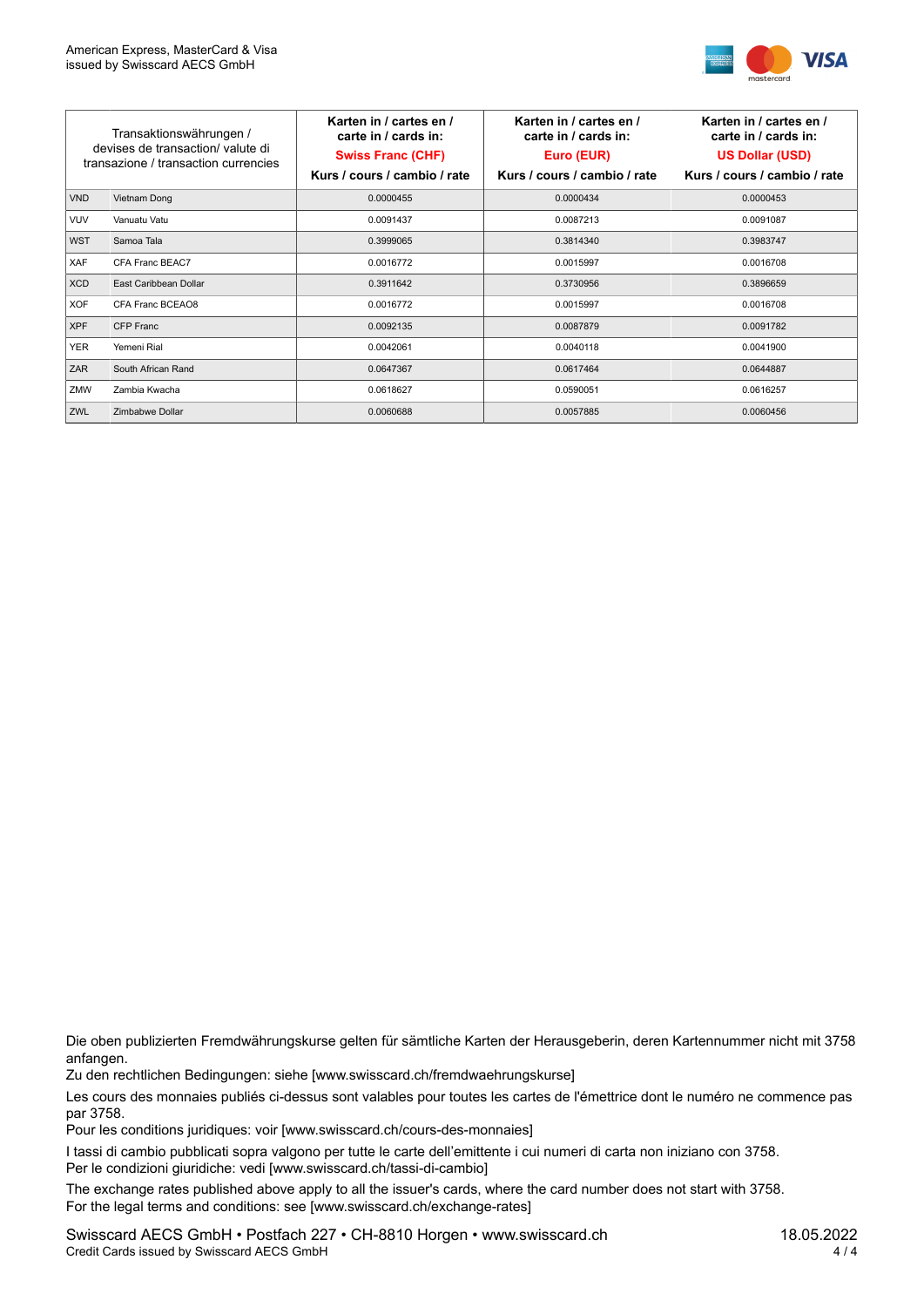| Transaktionswährungen / devises de transaction/ valute di transazione / transaction currencies | | Karten in / cartes en / carte in / cards in: **Swiss Franc (CHF)** Kurs / cours / cambio / rate | Karten in / cartes en / carte in / cards in: **Euro (EUR)** Kurs / cours / cambio / rate | Karten in / cartes en / carte in / cards in: **US Dollar (USD)** Kurs / cours / cambio / rate |
|---|---|---|---|---|
| VND | Vietnam Dong | 0.0000455 | 0.0000434 | 0.0000453 |
| VUV | Vanuatu Vatu | 0.0091437 | 0.0087213 | 0.0091087 |
| WST | Samoa Tala | 0.3999065 | 0.3814340 | 0.3983747 |
| XAF | CFA Franc BEAC7 | 0.0016772 | 0.0015997 | 0.0016708 |
| XCD | East Caribbean Dollar | 0.3911642 | 0.3730956 | 0.3896659 |
| XOF | CFA Franc BCEAO8 | 0.0016772 | 0.0015997 | 0.0016708 |
| XPF | CFP Franc | 0.0092135 | 0.0087879 | 0.0091782 |
| YER | Yemeni Rial | 0.0042061 | 0.0040118 | 0.0041900 |
| ZAR | South African Rand | 0.0647367 | 0.0617464 | 0.0644887 |
| ZMW | Zambia Kwacha | 0.0618627 | 0.0590051 | 0.0616257 |
| ZWL | Zimbabwe Dollar | 0.0060688 | 0.0057885 | 0.0060456 |

Die oben publizierten Fremdwährungskurse gelten für sämtliche Karten der Herausgeberin, deren Kartennummer nicht mit 3758 anfangen.
Zu den rechtlichen Bedingungen: siehe [www.swisscard.ch/fremdwaehrungskurse]

Les cours des monnaies publiés ci-dessus sont valables pour toutes les cartes de l'émettrice dont le numéro ne commence pas par 3758.
Pour les conditions juridiques: voir [www.swisscard.ch/cours-des-monnaies]

I tassi di cambio pubblicati sopra valgono per tutte le carte dell'emittente i cui numeri di carta non iniziano con 3758.
Per le condizioni giuridiche: vedi [www.swisscard.ch/tassi-di-cambio]

The exchange rates published above apply to all the issuer's cards, where the card number does not start with 3758.
For the legal terms and conditions: see [www.swisscard.ch/exchange-rates]

Swisscard AECS GmbH • Postfach 227 • CH-8810 Horgen • www.swisscard.ch
Credit Cards issued by Swisscard AECS GmbH

18.05.2022